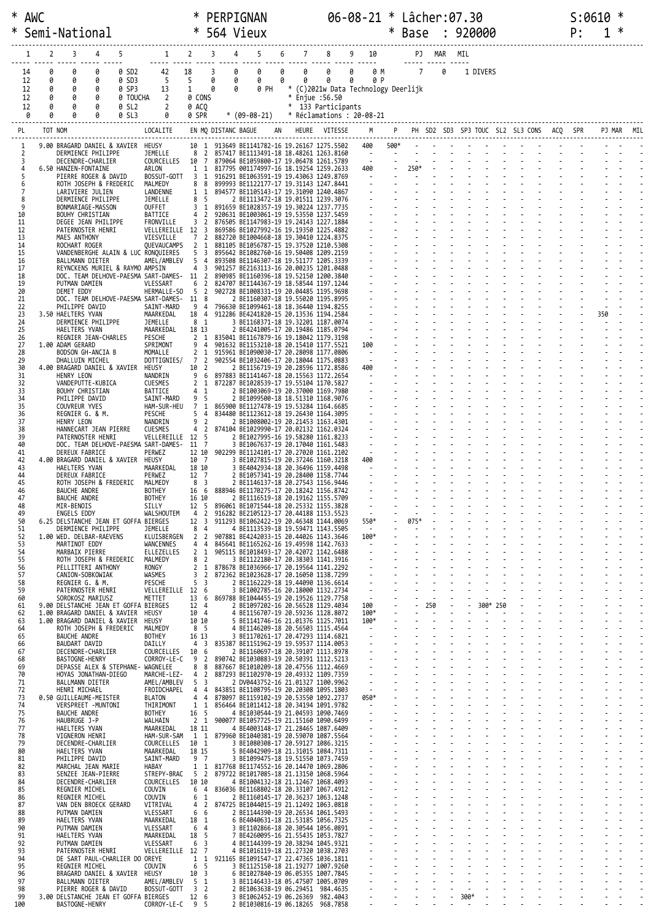```
* AWC                              * PERPIGNAN          06-08-21 * Lâcher:07.30              S:0610 *
* Semi-National                    * 564 Vieux                   * Base  : 920000               P:   1 *
```

```
 1   2   3   4   5        1   2   3   4   5   6   7   8   9  10         PJ  MAR  MIL
 14   0   0   0   0 SD2    42  18   3   0   0   0   0   0   0   0 M        7    0    1 DIVERS
 12   0   0   0   0 SD3     5   5   0   0   0   0   0   0   0   0 P
 12   0   0   0   0 SP3    13   1   0   0   0 PH   * (C)2021w Data Technology Deerlijk
 12   0   0   0   0 TOUCHA  2   0 CONS             * Enjue :56.50
 12   0   0   0   0 SL2     2   0 ACQ              *  133 Participants
  0   0   0   0   0 SL3     0   0 SPR    * (09-08-21)  * Réclamations : 20-08-21
```

| PL | TOT | NOM | LOCALITE | EN | MQ | DISTANC | BAGUE | AN | HEURE | VITESSE | M | P | PH | SD2 | SD3 | SP3 | TOUC | SL2 | SL3 | CONS | ACQ | SPR | PJ | MAR | MIL |
|---|---|---|---|---|---|---|---|---|---|---|---|---|---|---|---|---|---|---|---|---|---|---|---|---|---|
| 1 | 9.00 | BRAGARD DANIEL & XAVIER | HEUSY | 10 | 1 | 913649 | BE1141782-16 | | 19.26167 | 1275.5502 | 400 | 500* | - | - | - | - | - | - | - | - | - | - | - | - | - |
| 2 | | DERMIENCE PHILIPPE | JEMELLE | 8 | 2 | 857417 | BE1113491-18 | | 18.48261 | 1263.8160 | - | - | - | - | - | - | - | - | - | - | - | - | - | - | - |
| 3 | | DECENDRE-CHARLIER | COURCELLES | 10 | 7 | 879064 | BE1059800-17 | | 19.06478 | 1261.5789 | - | - | - | - | - | - | - | - | - | - | - | - | - | - | - |
| 4 | 6.50 | HANZEN-FONTAINE | ARLON | 1 | 1 | 817795 | 001174997-16 | | 18.19254 | 1259.2633 | 400 | - | 250* | - | - | - | - | - | - | - | - | - | - | - | - |
| 5 | | PIERRE ROGER & DAVID | BOSSUT-GOTT | 3 | 1 | 916291 | BE1063591-19 | | 19.43063 | 1249.8769 | - | - | - | - | - | - | - | - | - | - | - | - | - | - | - |
| 6 | | ROTH JOSEPH & FREDERIC | MALMEDY | 8 | 8 | 899993 | BE1122177-17 | | 19.31143 | 1247.8441 | - | - | - | - | - | - | - | - | - | - | - | - | - | - | - |
| 7 | | LARIVIERE JULIEN | LANDENNE | 1 | 1 | 894577 | BE1105143-17 | | 19.31090 | 1240.4867 | - | - | - | - | - | - | - | - | - | - | - | - | - | - | - |
| 8 | | DERMIENCE PHILIPPE | JEMELLE | 8 | 5 | | 2 BE1113472-18 | | 19.01511 | 1239.3076 | - | - | - | - | - | - | - | - | - | - | - | - | - | - | - |
| 9 | | BONMARIAGE-MASSON | OUFFET | 3 | 1 | 891659 | BE1028357-19 | | 19.30224 | 1237.7735 | - | - | - | - | - | - | - | - | - | - | - | - | - | - | - |
| 10 | | BOUHY CHRISTIAN | BATTICE | 4 | 2 | 920631 | BE1003061-19 | | 19.53550 | 1237.5459 | - | - | - | - | - | - | - | - | - | - | - | - | - | - | - |
| 11 | | DEGEE JEAN PHILIPPE | FRONVILLE | 3 | 2 | 876505 | BE1147983-19 | | 19.24143 | 1227.1884 | - | - | - | - | - | - | - | - | - | - | - | - | - | - | - |
| 12 | | PATERNOSTER HENRI | VELLEREILLE | 12 | 3 | 869586 | BE1027992-16 | | 19.19350 | 1225.4882 | - | - | - | - | - | - | - | - | - | - | - | - | - | - | - |
| 13 | | MAES ANTHONY | VIESVILLE | 7 | 2 | 882720 | BE1004668-18 | | 19.30410 | 1224.8375 | - | - | - | - | - | - | - | - | - | - | - | - | - | - | - |
| 14 | | ROCHART ROGER | QUEVAUCAMPS | 2 | 1 | 881105 | BE1056787-15 | | 19.37520 | 1210.5308 | - | - | - | - | - | - | - | - | - | - | - | - | - | - | - |
| 15 | | VANDENBERGHE ALAIN & LUC | RONQUIERES | 5 | 3 | 895642 | BE1082760-16 | | 19.50408 | 1209.2159 | - | - | - | - | - | - | - | - | - | - | - | - | - | - | - |
| 16 | | BALLMANN DIETER | AMEL/AMBLEV | 5 | 4 | 893508 | BE1146307-18 | | 19.51177 | 1205.3339 | - | - | - | - | - | - | - | - | - | - | - | - | - | - | - |
| 17 | | REYNCKENS MURIEL & RAYMO | AMPSIN | 4 | 3 | 901257 | BE2163113-16 | | 20.00235 | 1201.0488 | - | - | - | - | - | - | - | - | - | - | - | - | - | - | - |
| 18 | | DOC. TEAM DELHOVE-PAESMA | SART-DAMES- | 11 | 2 | 890985 | BE1160396-18 | | 19.52150 | 1200.3840 | - | - | - | - | - | - | - | - | - | - | - | - | - | - | - |
| 19 | | PUTMAN DAMIEN | VLESSART | 6 | 2 | 824707 | BE1144367-19 | | 18.58544 | 1197.1244 | - | - | - | - | - | - | - | - | - | - | - | - | - | - | - |
| 20 | | DEMET EDDY | HERMALLE-SO | 5 | 2 | 902728 | BE1008331-19 | | 20.04485 | 1195.9698 | - | - | - | - | - | - | - | - | - | - | - | - | - | - | - |
| 21 | | DOC. TEAM DELHOVE-PAESMA | SART-DAMES- | 11 | 8 | | 2 BE1160307-18 | | 19.55020 | 1195.8995 | - | - | - | - | - | - | - | - | - | - | - | - | - | - | - |
| 22 | | PHILIPPE DAVID | SAINT-MARD | 9 | 4 | 796630 | BE1099461-18 | | 18.36440 | 1194.8255 | - | - | - | - | - | - | - | - | - | - | - | - | - | - | - |
| 23 | 3.50 | HAELTERS YVAN | MAARKEDAL | 18 | 4 | 912286 | BE4241820-15 | | 20.13536 | 1194.2584 | - | - | - | - | - | - | - | - | - | - | - | - | 350 | - | - |
| 24 | | DERMIENCE PHILIPPE | JEMELLE | 8 | 1 | | 3 BE1168371-18 | | 19.32201 | 1187.0074 | - | - | - | - | - | - | - | - | - | - | - | - | - | - | - |
| 25 | | HAELTERS YVAN | MAARKEDAL | 18 | 13 | | 2 BE4241005-17 | | 20.19486 | 1185.0794 | - | - | - | - | - | - | - | - | - | - | - | - | - | - | - |
| 26 | | REGNIER JEAN-CHARLES | PESCHE | 2 | 1 | 835041 | BE1167879-16 | | 19.18042 | 1179.3198 | - | - | - | - | - | - | - | - | - | - | - | - | - | - | - |
| 27 | 1.00 | ADAM GERARD | SPRIMONT | 9 | 4 | 901632 | BE1153210-18 | | 20.15410 | 1177.5521 | 100 | - | - | - | - | - | - | - | - | - | - | - | - | - | - |
| 28 | | BODSON GH-ANCIA B | MOMALLE | 2 | 1 | 915961 | BE1090030-17 | | 20.28098 | 1177.0806 | - | - | - | - | - | - | - | - | - | - | - | - | - | - | - |
| 29 | | DHALLUIN MICHEL | DOTTIGNIES/ | 7 | 2 | 902554 | BE1032406-17 | | 20.18044 | 1175.0883 | - | - | - | - | - | - | - | - | - | - | - | - | - | - | - |
| 30 | 4.00 | BRAGARD DANIEL & XAVIER | HEUSY | 10 | 2 | | 2 BE1156719-19 | | 20.28596 | 1172.8586 | 400 | - | - | - | - | - | - | - | - | - | - | - | - | - | - |
| 31 | | HENRY LEON | NANDRIN | 9 | 6 | 897883 | BE1141467-18 | | 20.15563 | 1172.2654 | - | - | - | - | - | - | - | - | - | - | - | - | - | - | - |
| 32 | | VANDEPUTTE-KUBICA | CUESMES | 2 | 1 | 872287 | BE1028539-17 | | 19.55104 | 1170.5827 | - | - | - | - | - | - | - | - | - | - | - | - | - | - | - |
| 33 | | BOUHY CHRISTIAN | BATTICE | 4 | 1 | | 2 BE1003069-19 | | 20.37000 | 1169.7980 | - | - | - | - | - | - | - | - | - | - | - | - | - | - | - |
| 34 | | PHILIPPE DAVID | SAINT-MARD | 9 | 5 | | 2 BE1099500-18 | | 18.51310 | 1168.9076 | - | - | - | - | - | - | - | - | - | - | - | - | - | - | - |
| 35 | | COUVREUR YVES | HAM-SUR-HEU | 7 | 1 | 865900 | BE1127478-19 | | 19.53284 | 1164.6685 | - | - | - | - | - | - | - | - | - | - | - | - | - | - | - |
| 36 | | REGNIER G. & M. | PESCHE | 5 | 4 | 834480 | BE1123612-18 | | 19.26430 | 1164.3095 | - | - | - | - | - | - | - | - | - | - | - | - | - | - | - |
| 37 | | HENRY LEON | NANDRIN | 9 | 2 | | 2 BE1008002-19 | | 20.21453 | 1163.4301 | - | - | - | - | - | - | - | - | - | - | - | - | - | - | - |
| 38 | | HANNECART JEAN PIERRE | CUESMES | 4 | 2 | 874104 | BE1029990-17 | | 20.02132 | 1162.0324 | - | - | - | - | - | - | - | - | - | - | - | - | - | - | - |
| 39 | | PATERNOSTER HENRI | VELLEREILLE | 12 | 5 | | 2 BE1027995-16 | | 19.58280 | 1161.8233 | - | - | - | - | - | - | - | - | - | - | - | - | - | - | - |
| 40 | | DOC. TEAM DELHOVE-PAESMA | SART-DAMES- | 11 | 7 | | 3 BE1067637-19 | | 20.17040 | 1161.5483 | - | - | - | - | - | - | - | - | - | - | - | - | - | - | - |
| 41 | | DEREUX FABRICE | PERWEZ | 12 | 10 | 902299 | BE1124101-17 | | 20.27020 | 1161.2102 | - | - | - | - | - | - | - | - | - | - | - | - | - | - | - |
| 42 | 4.00 | BRAGARD DANIEL & XAVIER | HEUSY | 10 | 7 | | 3 BE1027815-19 | | 20.37246 | 1160.3218 | 400 | - | - | - | - | - | - | - | - | - | - | - | - | - | - |
| 43 | | HAELTERS YVAN | MAARKEDAL | 18 | 10 | | 3 BE4042934-18 | | 20.36496 | 1159.4498 | - | - | - | - | - | - | - | - | - | - | - | - | - | - | - |
| 44 | | DEREUX FABRICE | PERWEZ | 12 | 7 | | 2 BE1057341-19 | | 20.28400 | 1158.7744 | - | - | - | - | - | - | - | - | - | - | - | - | - | - | - |
| 45 | | ROTH JOSEPH & FREDERIC | MALMEDY | 8 | 3 | | 2 BE1146137-18 | | 20.27543 | 1156.9446 | - | - | - | - | - | - | - | - | - | - | - | - | - | - | - |
| 46 | | BAUCHE ANDRE | BOTHEY | 16 | 6 | 888946 | BE1170275-17 | | 20.18242 | 1156.8742 | - | - | - | - | - | - | - | - | - | - | - | - | - | - | - |
| 47 | | BAUCHE ANDRE | BOTHEY | 16 | 10 | | 2 BE1116519-18 | | 20.19162 | 1155.5709 | - | - | - | - | - | - | - | - | - | - | - | - | - | - | - |
| 48 | | MIR-BENOIS | SILLY | 12 | 5 | 896061 | BE1071544-18 | | 20.25332 | 1155.3828 | - | - | - | - | - | - | - | - | - | - | - | - | - | - | - |
| 49 | | ENGELS EDDY | WALSHOUTEM | 4 | 2 | 916282 | BE2105123-17 | | 20.44188 | 1153.5523 | - | - | - | - | - | - | - | - | - | - | - | - | - | - | - |
| 50 | 6.25 | DELSTANCHE JEAN ET GOFFA | BIERGES | 12 | 3 | 911293 | BE1062422-19 | | 20.46348 | 1144.0069 | 550* | - | 075* | - | - | - | - | - | - | - | - | - | - | - | - |
| 51 | | DERMIENCE PHILIPPE | JEMELLE | 8 | 4 | | 4 BE1113539-18 | | 19.59471 | 1143.5505 | - | - | - | - | - | - | - | - | - | - | - | - | - | - | - |
| 52 | 1.00 | WED. DELBAR-RAEVENS | KLUISBERGEN | 2 | 2 | 907881 | BE4242033-15 | | 20.44026 | 1143.3646 | 100* | - | - | - | - | - | - | - | - | - | - | - | - | - | - |
| 53 | | MARTINOT EDDY | WANCENNES | 4 | 4 | 845641 | BE1165262-16 | | 19.49598 | 1142.7633 | - | - | - | - | - | - | - | - | - | - | - | - | - | - | - |
| 54 | | MARBAIX PIERRE | ELLEZELLES | 2 | 1 | 905115 | BE1018493-17 | | 20.42072 | 1142.6488 | - | - | - | - | - | - | - | - | - | - | - | - | - | - | - |
| 55 | | ROTH JOSEPH & FREDERIC | MALMEDY | 8 | 2 | | 3 BE1122180-17 | | 20.38303 | 1141.3916 | - | - | - | - | - | - | - | - | - | - | - | - | - | - | - |
| 56 | | PELLITTERI ANTHONY | RONGY | 2 | 1 | 878678 | BE1036966-17 | | 20.19564 | 1141.2292 | - | - | - | - | - | - | - | - | - | - | - | - | - | - | - |
| 57 | | CANION-SOBKOWIAK | WASMES | 3 | 2 | 872362 | BE1023628-17 | | 20.16050 | 1138.7299 | - | - | - | - | - | - | - | - | - | - | - | - | - | - | - |
| 58 | | REGNIER G. & M. | PESCHE | 5 | 3 | | 2 BE1162229-18 | | 19.44090 | 1136.6614 | - | - | - | - | - | - | - | - | - | - | - | - | - | - | - |
| 59 | | PATERNOSTER HENRI | VELLEREILLE | 12 | 6 | | 3 BE1002785-16 | | 20.18000 | 1132.2734 | - | - | - | - | - | - | - | - | - | - | - | - | - | - | - |
| 60 | | SOROKOSZ MARIUSZ | METTET | 13 | 6 | 869788 | BE1044455-19 | | 20.19526 | 1129.7758 | - | - | - | - | - | - | - | - | - | - | - | - | - | - | - |
| 61 | 9.00 | DELSTANCHE JEAN ET GOFFA | BIERGES | 12 | 4 | | 2 BE1097202-16 | | 20.56528 | 1129.4034 | 100 | - | - | 250 | - | - | 300* | 250 | - | - | - | - | - | - | - |
| 62 | 1.00 | BRAGARD DANIEL & XAVIER | HEUSY | 10 | 4 | | 4 BE1156707-19 | | 20.59236 | 1128.8072 | 100* | - | - | - | - | - | - | - | - | - | - | - | - | - | - |
| 63 | 1.00 | BRAGARD DANIEL & XAVIER | HEUSY | 10 | 10 | | 5 BE1141746-16 | | 21.01376 | 1125.7011 | 100* | - | - | - | - | - | - | - | - | - | - | - | - | - | - |
| 64 | | ROTH JOSEPH & FREDERIC | MALMEDY | 8 | 5 | | 4 BE1146209-18 | | 20.56503 | 1115.4564 | - | - | - | - | - | - | - | - | - | - | - | - | - | - | - |
| 65 | | BAUCHE ANDRE | BOTHEY | 16 | 13 | | 3 BE1170261-17 | | 20.47293 | 1114.6821 | - | - | - | - | - | - | - | - | - | - | - | - | - | - | - |
| 66 | | BAUDART DAVID | DAILLY | 4 | 3 | 835387 | BE1151962-19 | | 19.59537 | 1114.0053 | - | - | - | - | - | - | - | - | - | - | - | - | - | - | - |
| 67 | | DECENDRE-CHARLIER | COURCELLES | 10 | 6 | | 2 BE1160697-18 | | 20.39107 | 1113.8978 | - | - | - | - | - | - | - | - | - | - | - | - | - | - | - |
| 68 | | BASTOGNE-HENRY | CORROY-LE-C | 9 | 2 | 890742 | BE1030883-19 | | 20.50391 | 1112.5213 | - | - | - | - | - | - | - | - | - | - | - | - | - | - | - |
| 69 | | DEPASSE ALEX & STEPHANE- | WAGNELEE | 8 | 8 | 887667 | BE1010209-18 | | 20.47556 | 1112.4669 | - | - | - | - | - | - | - | - | - | - | - | - | - | - | - |
| 70 | | HOYAS JONATHAN-DIEGO | MARCHE-LEZ- | 4 | 2 | 887293 | BE1102970-19 | | 20.49332 | 1109.7359 | - | - | - | - | - | - | - | - | - | - | - | - | - | - | - |
| 71 | | BALLMANN DIETER | AMEL/AMBLEV | 5 | 3 | | 2 DV0443752-16 | | 21.01327 | 1100.9962 | - | - | - | - | - | - | - | - | - | - | - | - | - | - | - |
| 72 | | HENRI MICHAEL | FROIDCHAPEL | 4 | 4 | 843851 | BE1108795-19 | | 20.20308 | 1095.1803 | - | - | - | - | - | - | - | - | - | - | - | - | - | - | - |
| 73 | 0.50 | GUILLEAUME-MEISTER | BLATON | 4 | 4 | 878097 | BE1159102-19 | | 20.53550 | 1092.2737 | 050* | - | - | - | - | - | - | - | - | - | - | - | - | - | - |
| 74 | | VERSPREET -MUNTONI | THIRIMONT | 1 | 1 | 856464 | BE1011412-18 | | 20.34194 | 1091.9782 | - | - | - | - | - | - | - | - | - | - | - | - | - | - | - |
| 75 | | BAUCHE ANDRE | BOTHEY | 16 | 5 | | 4 BE1030544-19 | | 21.04593 | 1090.7469 | - | - | - | - | - | - | - | - | - | - | - | - | - | - | - |
| 76 | | HAUBRUGE J-P | WALHAIN | 2 | 1 | 900077 | BE1057725-19 | | 21.15160 | 1090.6499 | - | - | - | - | - | - | - | - | - | - | - | - | - | - | - |
| 77 | | HAELTERS YVAN | MAARKEDAL | 18 | 11 | | 4 BE4003148-17 | | 21.28465 | 1087.6409 | - | - | - | - | - | - | - | - | - | - | - | - | - | - | - |
| 78 | | VIGNERON HENRI | HAM-SUR-SAM | 1 | 1 | 879960 | BE1040381-19 | | 20.59070 | 1087.5564 | - | - | - | - | - | - | - | - | - | - | - | - | - | - | - |
| 79 | | DECENDRE-CHARLIER | COURCELLES | 10 | 1 | | 3 BE1080308-17 | | 20.59127 | 1086.3215 | - | - | - | - | - | - | - | - | - | - | - | - | - | - | - |
| 80 | | HAELTERS YVAN | MAARKEDAL | 18 | 15 | | 5 BE4042909-18 | | 21.31015 | 1084.7311 | - | - | - | - | - | - | - | - | - | - | - | - | - | - | - |
| 81 | | PHILIPPE DAVID | SAINT-MARD | 9 | 7 | | 3 BE1099475-18 | | 19.51550 | 1073.7459 | - | - | - | - | - | - | - | - | - | - | - | - | - | - | - |
| 82 | | MARCHAL JEAN MARIE | HABAY | 1 | 1 | 817768 | BE1174552-16 | | 20.14470 | 1069.2806 | - | - | - | - | - | - | - | - | - | - | - | - | - | - | - |
| 83 | | SENZEE JEAN-PIERRE | STREPY-BRAC | 5 | 2 | 879722 | BE1017085-18 | | 21.13150 | 1068.5964 | - | - | - | - | - | - | - | - | - | - | - | - | - | - | - |
| 84 | | DECENDRE-CHARLIER | COURCELLES | 10 | 10 | | 4 BE1004132-18 | | 21.12467 | 1068.4093 | - | - | - | - | - | - | - | - | - | - | - | - | - | - | - |
| 85 | | REGNIER MICHEL | COUVIN | 6 | 4 | 836036 | BE1168802-18 | | 20.33107 | 1067.4912 | - | - | - | - | - | - | - | - | - | - | - | - | - | - | - |
| 86 | | REGNIER MICHEL | COUVIN | 6 | 1 | | 2 BE1160145-17 | | 20.36237 | 1063.1248 | - | - | - | - | - | - | - | - | - | - | - | - | - | - | - |
| 87 | | VAN DEN BROECK GERARD | VITRIVAL | 4 | 2 | 874725 | BE1044015-19 | | 21.12492 | 1063.0818 | - | - | - | - | - | - | - | - | - | - | - | - | - | - | - |
| 88 | | PUTMAN DAMIEN | VLESSART | 6 | 6 | | 2 BE1144390-19 | | 20.26534 | 1061.5493 | - | - | - | - | - | - | - | - | - | - | - | - | - | - | - |
| 89 | | HAELTERS YVAN | MAARKEDAL | 18 | 1 | | 6 BE4040631-18 | | 21.53185 | 1056.7325 | - | - | - | - | - | - | - | - | - | - | - | - | - | - | - |
| 90 | | PUTMAN DAMIEN | VLESSART | 6 | 4 | | 3 BE1102866-18 | | 20.30544 | 1056.0891 | - | - | - | - | - | - | - | - | - | - | - | - | - | - | - |
| 91 | | HAELTERS YVAN | MAARKEDAL | 18 | 5 | | 7 BE4260095-16 | | 21.55435 | 1053.7827 | - | - | - | - | - | - | - | - | - | - | - | - | - | - | - |
| 92 | | PUTMAN DAMIEN | VLESSART | 6 | 3 | | 4 BE1144399-19 | | 20.38294 | 1045.9321 | - | - | - | - | - | - | - | - | - | - | - | - | - | - | - |
| 93 | | PATERNOSTER HENRI | VELLEREILLE | 12 | 7 | | 4 BE1016119-18 | | 21.27320 | 1038.2703 | - | - | - | - | - | - | - | - | - | - | - | - | - | - | - |
| 94 | | DE SART PAUL-CHARLIER DO | OREYE | 1 | 1 | 921165 | BE1091547-17 | | 22.47365 | 1036.1811 | - | - | - | - | - | - | - | - | - | - | - | - | - | - | - |
| 95 | | REGNIER MICHEL | COUVIN | 6 | 5 | | 3 BE1125150-18 | | 21.19277 | 1007.9260 | - | - | - | - | - | - | - | - | - | - | - | - | - | - | - |
| 96 | | BRAGARD DANIEL & XAVIER | HEUSY | 10 | 3 | | 6 BE1027840-19 | | 06.05355 | 1007.7845 | - | - | - | - | - | - | - | - | - | - | - | - | - | - | - |
| 97 | | BALLMANN DIETER | AMEL/AMBLEV | 5 | 1 | | 3 BE1146433-18 | | 05.47507 | 1005.0709 | - | - | - | - | - | - | - | - | - | - | - | - | - | - | - |
| 98 | | PIERRE ROGER & DAVID | BOSSUT-GOTT | 3 | 2 | | 2 BE1063638-19 | | 06.29451 | 984.4635 | - | - | - | - | - | - | - | - | - | - | - | - | - | - | - |
| 99 | 3.00 | DELSTANCHE JEAN ET GOFFA | BIERGES | 12 | 6 | | 3 BE1062452-19 | | 06.26369 | 982.4043 | - | - | - | - | - | 300* | - | - | - | - | - | - | - | - | - |
| 100 | | BASTOGNE-HENRY | CORROY-LE-C | 9 | 5 | | 2 BE1030816-19 | | 06.18265 | 968.7858 | - | - | - | - | - | - | - | - | - | - | - | - | - | - | - |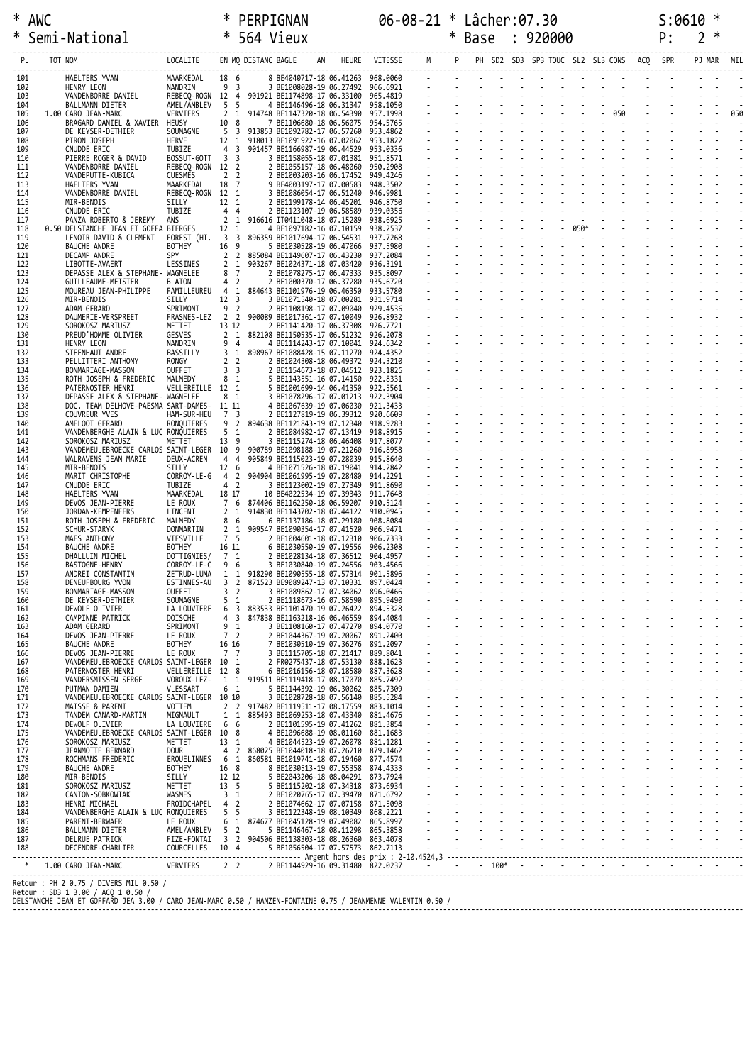\* AWC \* PERPIGNAN 06-08-21 \* Lâcher:07.30 S:0610 \*
\* Semi-National \* 564 Vieux \* Base : 920000 P: 2 \*

| PL | TOT | NOM | LOCALITE | EN | MQ | DISTANC | BAGUE | AN | HEURE | VITESSE | M | P | PH | SD2 | SD3 | SP3 | TOUC | SL2 | SL3 | CONS | ACQ | SPR | PJ | MAR | MIL |
|---|---|---|---|---|---|---|---|---|---|---|---|---|---|---|---|---|---|---|---|---|---|---|---|---|---|
| 101 | | HAELTERS YVAN | MAARKEDAL | 18 | 6 | 8 | BE4040717 | 18 | 06.41263 | 968.0060 | - | - | - | - | - | - | - | - | - | - | - | - | - | - | - |
| 102 | | HENRY LEON | NANDRIN | 9 | 3 | 3 | BE1008028 | 19 | 06.27492 | 966.6921 | - | - | - | - | - | - | - | - | - | - | - | - | - | - | - |
| 103 | | VANDENBORRE DANIEL | REBECQ-ROGN | 12 | 4 | 901921 | BE1174898 | 17 | 06.33100 | 965.4819 | - | - | - | - | - | - | - | - | - | - | - | - | - | - | - |
| 104 | | BALLMANN DIETER | AMEL/AMBLEV | 5 | 5 | 4 | BE1146496 | 18 | 06.31347 | 958.1050 | - | - | - | - | - | - | - | - | - | - | - | - | - | - | - |
| 105 | 1.00 | CARO JEAN-MARC | VERVIERS | 2 | 1 | 914748 | BE1147320 | 18 | 06.54390 | 957.1998 | - | - | - | - | - | - | - | - | - | 050 | - | - | - | - | 050 |
| 106 | | BRAGARD DANIEL & XAVIER | HEUSY | 10 | 8 | 7 | BE1106680 | 18 | 06.56075 | 954.5765 | - | - | - | - | - | - | - | - | - | - | - | - | - | - | - |
| 107 | | DE KEYSER-DETHIER | SOUMAGNE | 5 | 3 | 913853 | BE1092782 | 17 | 06.57260 | 953.4862 | - | - | - | - | - | - | - | - | - | - | - | - | - | - | - |
| 108 | | PIRON JOSEPH | HERVE | 12 | 1 | 918013 | BE1091922 | 16 | 07.02062 | 953.1822 | - | - | - | - | - | - | - | - | - | - | - | - | - | - | - |
| 109 | | CNUDDE ERIC | TUBIZE | 4 | 3 | 901457 | BE1166987 | 19 | 06.44529 | 953.0336 | - | - | - | - | - | - | - | - | - | - | - | - | - | - | - |
| 110 | | PIERRE ROGER & DAVID | BOSSUT-GOTT | 3 | 3 | 3 | BE1158055 | 18 | 07.01381 | 951.8571 | - | - | - | - | - | - | - | - | - | - | - | - | - | - | - |
| 111 | | VANDENBORRE DANIEL | REBECQ-ROGN | 12 | 2 | 2 | BE1055157 | 18 | 06.48060 | 950.2908 | - | - | - | - | - | - | - | - | - | - | - | - | - | - | - |
| 112 | | VANDEPUTTE-KUBICA | CUESMES | 2 | 2 | 2 | BE1003203 | 16 | 06.17452 | 949.4246 | - | - | - | - | - | - | - | - | - | - | - | - | - | - | - |
| 113 | | HAELTERS YVAN | MAARKEDAL | 18 | 7 | 9 | BE4003197 | 17 | 07.00583 | 948.3502 | - | - | - | - | - | - | - | - | - | - | - | - | - | - | - |
| 114 | | VANDENBORRE DANIEL | REBECQ-ROGN | 12 | 1 | 3 | BE1086054 | 17 | 06.51240 | 946.9981 | - | - | - | - | - | - | - | - | - | - | - | - | - | - | - |
| 115 | | MIR-BENOIS | SILLY | 12 | 1 | 2 | BE1199178 | 14 | 06.45201 | 946.8750 | - | - | - | - | - | - | - | - | - | - | - | - | - | - | - |
| 116 | | CNUDDE ERIC | TUBIZE | 4 | 4 | 2 | BE1123107 | 19 | 06.58589 | 939.0356 | - | - | - | - | - | - | - | - | - | - | - | - | - | - | - |
| 117 | | PANZA ROBERTO & JEREMY | ANS | 2 | 1 | 916616 | IT0411048 | 18 | 07.15289 | 938.6925 | - | - | - | - | - | - | - | - | - | - | - | - | - | - | - |
| 118 | 0.50 | DELSTANCHE JEAN ET GOFFA | BIERGES | 12 | 1 | 4 | BE1097182 | 16 | 07.10159 | 938.2537 | - | - | - | - | - | - | - | 050* | - | - | - | - | - | - | - |
| 119 | | LENOIR DAVID & CLEMENT | FOREST (HT. | 3 | 3 | 896359 | BE1017694 | 17 | 06.54531 | 937.7268 | - | - | - | - | - | - | - | - | - | - | - | - | - | - | - |
| 120 | | BAUCHE ANDRE | BOTHEY | 16 | 9 | 5 | BE1030528 | 19 | 06.47066 | 937.5980 | - | - | - | - | - | - | - | - | - | - | - | - | - | - | - |
| 121 | | DECAMP ANDRE | SPY | 2 | 2 | 885084 | BE1149607 | 17 | 06.43230 | 937.2084 | - | - | - | - | - | - | - | - | - | - | - | - | - | - | - |
| 122 | | LIBOTTE-AVAERT | LESSINES | 2 | 1 | 903267 | BE1024371 | 18 | 07.03420 | 936.3191 | - | - | - | - | - | - | - | - | - | - | - | - | - | - | - |
| 123 | | DEPASSE ALEX & STEPHANE- | WAGNELEE | 8 | 7 | 2 | BE1078275 | 17 | 06.47333 | 935.8097 | - | - | - | - | - | - | - | - | - | - | - | - | - | - | - |
| 124 | | GUILLEAUME-MEISTER | BLATON | 4 | 2 | 2 | BE1000370 | 17 | 06.37280 | 935.6720 | - | - | - | - | - | - | - | - | - | - | - | - | - | - | - |
| 125 | | MOUREAU JEAN-PHILIPPE | FAMILLEUREU | 4 | 1 | 884643 | BE1101976 | 19 | 06.46350 | 933.5780 | - | - | - | - | - | - | - | - | - | - | - | - | - | - | - |
| 126 | | MIR-BENOIS | SILLY | 12 | 3 | 3 | BE1071540 | 18 | 07.00281 | 931.9714 | - | - | - | - | - | - | - | - | - | - | - | - | - | - | - |
| 127 | | ADAM GERARD | SPRIMONT | 9 | 2 | 2 | BE1108198 | 17 | 07.09040 | 929.4536 | - | - | - | - | - | - | - | - | - | - | - | - | - | - | - |
| 128 | | DAUMERIE-VERSPREET | FRASNES-LEZ | 2 | 2 | 900089 | BE1017361 | 17 | 07.10049 | 926.8932 | - | - | - | - | - | - | - | - | - | - | - | - | - | - | - |
| 129 | | SOROKOSZ MARIUSZ | METTET | 13 | 12 | 2 | BE1141420 | 17 | 06.37308 | 926.7721 | - | - | - | - | - | - | - | - | - | - | - | - | - | - | - |
| 130 | | PREUD'HOMME OLIVIER | GESVES | 2 | 1 | 882108 | BE1150535 | 17 | 06.51232 | 926.2078 | - | - | - | - | - | - | - | - | - | - | - | - | - | - | - |
| 131 | | HENRY LEON | NANDRIN | 9 | 4 | 4 | BE1114243 | 17 | 07.10041 | 924.6342 | - | - | - | - | - | - | - | - | - | - | - | - | - | - | - |
| 132 | | STEENHAUT ANDRE | BASSILLY | 3 | 1 | 898967 | BE1088428 | 15 | 07.11270 | 924.4352 | - | - | - | - | - | - | - | - | - | - | - | - | - | - | - |
| 133 | | PELLITTERI ANTHONY | RONGY | 2 | 2 | 2 | BE1024308 | 18 | 06.49372 | 924.3210 | - | - | - | - | - | - | - | - | - | - | - | - | - | - | - |
| 134 | | BONMARIAGE-MASSON | OUFFET | 3 | 3 | 2 | BE1154673 | 18 | 07.04512 | 923.1826 | - | - | - | - | - | - | - | - | - | - | - | - | - | - | - |
| 135 | | ROTH JOSEPH & FREDERIC | MALMEDY | 8 | 1 | 5 | BE1143551 | 16 | 07.14150 | 922.8331 | - | - | - | - | - | - | - | - | - | - | - | - | - | - | - |
| 136 | | PATERNOSTER HENRI | VELLEREILLE | 12 | 1 | 5 | BE1001699 | 14 | 06.41350 | 922.5561 | - | - | - | - | - | - | - | - | - | - | - | - | - | - | - |
| 137 | | DEPASSE ALEX & STEPHANE- | WAGNELEE | 8 | 1 | 3 | BE1078296 | 17 | 07.01213 | 922.3904 | - | - | - | - | - | - | - | - | - | - | - | - | - | - | - |
| 138 | | DOC. TEAM DELHOVE-PAESMA | SART-DAMES- | 11 | 11 | 4 | BE1067639 | 19 | 07.06030 | 921.3433 | - | - | - | - | - | - | - | - | - | - | - | - | - | - | - |
| 139 | | COUVREUR YVES | HAM-SUR-HEU | 7 | 3 | 2 | BE1127819 | 19 | 06.39312 | 920.6609 | - | - | - | - | - | - | - | - | - | - | - | - | - | - | - |
| 140 | | AMELOOT GERARD | RONQUIERES | 9 | 2 | 894638 | BE1121843 | 19 | 07.12340 | 918.9283 | - | - | - | - | - | - | - | - | - | - | - | - | - | - | - |
| 141 | | VANDENBERGHE ALAIN & LUC | RONQUIERES | 5 | 1 | 2 | BE1084982 | 17 | 07.13419 | 918.8915 | - | - | - | - | - | - | - | - | - | - | - | - | - | - | - |
| 142 | | SOROKOSZ MARIUSZ | METTET | 13 | 9 | 3 | BE1115274 | 18 | 06.46408 | 917.8077 | - | - | - | - | - | - | - | - | - | - | - | - | - | - | - |
| 143 | | VANDEMEULEBROECKE CARLOS | SAINT-LEGER | 10 | 9 | 900789 | BE1098188 | 19 | 07.21260 | 916.8958 | - | - | - | - | - | - | - | - | - | - | - | - | - | - | - |
| 144 | | WALRAVENS JEAN MARIE | DEUX-ACREN | 4 | 4 | 905849 | BE1115023 | 19 | 07.28039 | 915.8640 | - | - | - | - | - | - | - | - | - | - | - | - | - | - | - |
| 145 | | MIR-BENOIS | SILLY | 12 | 6 | 4 | BE1071526 | 18 | 07.19041 | 914.2842 | - | - | - | - | - | - | - | - | - | - | - | - | - | - | - |
| 146 | | MARIT CHRISTOPHE | CORROY-LE-G | 4 | 2 | 904904 | BE1061995 | 19 | 07.28480 | 914.2291 | - | - | - | - | - | - | - | - | - | - | - | - | - | - | - |
| 147 | | CNUDDE ERIC | TUBIZE | 4 | 2 | 3 | BE1123002 | 19 | 07.27349 | 911.8690 | - | - | - | - | - | - | - | - | - | - | - | - | - | - | - |
| 148 | | HAELTERS YVAN | MAARKEDAL | 18 | 17 | 10 | BE4022534 | 19 | 07.39343 | 911.7648 | - | - | - | - | - | - | - | - | - | - | - | - | - | - | - |
| 149 | | DEVOS JEAN-PIERRE | LE ROUX | 7 | 6 | 874406 | BE1162250 | 18 | 06.59207 | 910.5124 | - | - | - | - | - | - | - | - | - | - | - | - | - | - | - |
| 150 | | JORDAN-KEMPENEERS | LINCENT | 2 | 1 | 914830 | BE1143702 | 18 | 07.44122 | 910.0945 | - | - | - | - | - | - | - | - | - | - | - | - | - | - | - |
| 151 | | ROTH JOSEPH & FREDERIC | MALMEDY | 8 | 6 | 6 | BE1137186 | 18 | 07.29180 | 908.8084 | - | - | - | - | - | - | - | - | - | - | - | - | - | - | - |
| 152 | | SCHUR-STARYK | DONMARTIN | 2 | 1 | 909547 | BE1090354 | 17 | 07.41520 | 906.9471 | - | - | - | - | - | - | - | - | - | - | - | - | - | - | - |
| 153 | | MAES ANTHONY | VIESVILLE | 7 | 5 | 2 | BE1004601 | 18 | 07.12310 | 906.7333 | - | - | - | - | - | - | - | - | - | - | - | - | - | - | - |
| 154 | | BAUCHE ANDRE | BOTHEY | 16 | 11 | 6 | BE1030550 | 19 | 07.19556 | 906.2308 | - | - | - | - | - | - | - | - | - | - | - | - | - | - | - |
| 155 | | DHALLUIN MICHEL | DOTTIGNIES/ | 7 | 1 | 2 | BE1028134 | 18 | 07.36512 | 904.4957 | - | - | - | - | - | - | - | - | - | - | - | - | - | - | - |
| 156 | | BASTOGNE-HENRY | CORROY-LE-C | 9 | 6 | 3 | BE1030840 | 19 | 07.24556 | 903.4566 | - | - | - | - | - | - | - | - | - | - | - | - | - | - | - |
| 157 | | ANDREI CONSTANTIN | ZETRUD-LUMA | 1 | 1 | 918290 | BE1090555 | 18 | 07.57314 | 901.5896 | - | - | - | - | - | - | - | - | - | - | - | - | - | - | - |
| 158 | | DENEUFBOURG YVON | ESTINNES-AU | 3 | 2 | 871523 | BE9089247 | 13 | 07.10331 | 897.0424 | - | - | - | - | - | - | - | - | - | - | - | - | - | - | - |
| 159 | | BONMARIAGE-MASSON | OUFFET | 3 | 2 | 3 | BE1089862 | 17 | 07.34062 | 896.0466 | - | - | - | - | - | - | - | - | - | - | - | - | - | - | - |
| 160 | | DE KEYSER-DETHIER | SOUMAGNE | 5 | 1 | 2 | BE1118673 | 16 | 07.58590 | 895.9490 | - | - | - | - | - | - | - | - | - | - | - | - | - | - | - |
| 161 | | DEWOLF OLIVIER | LA LOUVIERE | 6 | 3 | 883533 | BE1101470 | 19 | 07.26422 | 894.5328 | - | - | - | - | - | - | - | - | - | - | - | - | - | - | - |
| 162 | | CAMPINNE PATRICK | DOISCHE | 4 | 3 | 847838 | BE1163218 | 16 | 06.46559 | 894.4084 | - | - | - | - | - | - | - | - | - | - | - | - | - | - | - |
| 163 | | ADAM GERARD | SPRIMONT | 9 | 1 | 3 | BE1108160 | 17 | 07.47270 | 894.0770 | - | - | - | - | - | - | - | - | - | - | - | - | - | - | - |
| 164 | | DEVOS JEAN-PIERRE | LE ROUX | 7 | 2 | 2 | BE1044367 | 19 | 07.20067 | 891.2400 | - | - | - | - | - | - | - | - | - | - | - | - | - | - | - |
| 165 | | BAUCHE ANDRE | BOTHEY | 16 | 16 | 7 | BE1030510 | 19 | 07.36276 | 891.2097 | - | - | - | - | - | - | - | - | - | - | - | - | - | - | - |
| 166 | | DEVOS JEAN-PIERRE | LE ROUX | 7 | 7 | 3 | BE1115705 | 18 | 07.21417 | 889.8041 | - | - | - | - | - | - | - | - | - | - | - | - | - | - | - |
| 167 | | VANDEMEULEBROECKE CARLOS | SAINT-LEGER | 10 | 1 | 2 | FR0275437 | 18 | 07.53130 | 888.1623 | - | - | - | - | - | - | - | - | - | - | - | - | - | - | - |
| 168 | | PATERNOSTER HENRI | VELLEREILLE | 12 | 8 | 6 | BE1016156 | 18 | 07.18580 | 887.3628 | - | - | - | - | - | - | - | - | - | - | - | - | - | - | - |
| 169 | | VANDERSMISSEN SERGE | VOROUX-LEZ- | 1 | 1 | 919511 | BE1119418 | 17 | 08.17070 | 885.7492 | - | - | - | - | - | - | - | - | - | - | - | - | - | - | - |
| 170 | | PUTMAN DAMIEN | VLESSART | 6 | 1 | 5 | BE1144392 | 19 | 06.30062 | 885.7309 | - | - | - | - | - | - | - | - | - | - | - | - | - | - | - |
| 171 | | VANDEMEULEBROECKE CARLOS | SAINT-LEGER | 10 | 10 | 3 | BE1028728 | 18 | 07.56140 | 885.5284 | - | - | - | - | - | - | - | - | - | - | - | - | - | - | - |
| 172 | | MAISSE & PARENT | VOTTEM | 2 | 2 | 917482 | BE1119511 | 17 | 08.17559 | 883.1014 | - | - | - | - | - | - | - | - | - | - | - | - | - | - | - |
| 173 | | TANDEM CANARD-MARTIN | MIGNAULT | 1 | 1 | 885493 | BE1069253 | 18 | 07.43340 | 881.4676 | - | - | - | - | - | - | - | - | - | - | - | - | - | - | - |
| 174 | | DEWOLF OLIVIER | LA LOUVIERE | 6 | 6 | 2 | BE1101595 | 19 | 07.41262 | 881.3854 | - | - | - | - | - | - | - | - | - | - | - | - | - | - | - |
| 175 | | VANDEMEULEBROECKE CARLOS | SAINT-LEGER | 10 | 8 | 4 | BE1096688 | 19 | 08.01160 | 881.1683 | - | - | - | - | - | - | - | - | - | - | - | - | - | - | - |
| 176 | | SOROKOSZ MARIUSZ | METTET | 13 | 1 | 4 | BE1044523 | 19 | 07.26078 | 881.1281 | - | - | - | - | - | - | - | - | - | - | - | - | - | - | - |
| 177 | | JEANMOTTE BERNARD | DOUR | 4 | 2 | 868025 | BE1044018 | 18 | 07.26210 | 879.1462 | - | - | - | - | - | - | - | - | - | - | - | - | - | - | - |
| 178 | | ROCHMANS FREDERIC | ERQUELINNES | 6 | 1 | 860581 | BE1019741 | 18 | 07.19460 | 877.4574 | - | - | - | - | - | - | - | - | - | - | - | - | - | - | - |
| 179 | | BAUCHE ANDRE | BOTHEY | 16 | 8 | 8 | BE1030513 | 19 | 07.55358 | 874.4333 | - | - | - | - | - | - | - | - | - | - | - | - | - | - | - |
| 180 | | MIR-BENOIS | SILLY | 12 | 12 | 5 | BE2043206 | 18 | 08.04291 | 873.7924 | - | - | - | - | - | - | - | - | - | - | - | - | - | - | - |
| 181 | | SOROKOSZ MARIUSZ | METTET | 13 | 5 | 5 | BE1115202 | 18 | 07.34318 | 873.6934 | - | - | - | - | - | - | - | - | - | - | - | - | - | - | - |
| 182 | | CANION-SOBKOWIAK | WASMES | 3 | 1 | 2 | BE1020765 | 17 | 07.39470 | 871.6792 | - | - | - | - | - | - | - | - | - | - | - | - | - | - | - |
| 183 | | HENRI MICHAEL | FROIDCHAPEL | 4 | 2 | 2 | BE1074662 | 17 | 07.07158 | 871.5098 | - | - | - | - | - | - | - | - | - | - | - | - | - | - | - |
| 184 | | VANDENBERGHE ALAIN & LUC | RONQUIERES | 5 | 5 | 3 | BE1122348 | 19 | 08.10349 | 868.2221 | - | - | - | - | - | - | - | - | - | - | - | - | - | - | - |
| 185 | | PARENT-BERWAER | LE ROUX | 6 | 1 | 874677 | BE1045128 | 19 | 07.49082 | 865.8997 | - | - | - | - | - | - | - | - | - | - | - | - | - | - | - |
| 186 | | BALLMANN DIETER | AMEL/AMBLEV | 5 | 2 | 5 | BE1146467 | 18 | 08.11298 | 865.3858 | - | - | - | - | - | - | - | - | - | - | - | - | - | - | - |
| 187 | | DELRUE PATRICK | FIZE-FONTAI | 3 | 2 | 904506 | BE1138303 | 18 | 08.26360 | 863.4078 | - | - | - | - | - | - | - | - | - | - | - | - | - | - | - |
| 188 | | DECENDRE-CHARLIER | COURCELLES | 10 | 4 | 5 | BE1056504 | 17 | 07.57573 | 862.7113 | - | - | - | - | - | - | - | - | - | - | - | - | - | - | - |
| | | Argent hors des prix : 2-10.4524,3 | | | | | | | | | | | | | | | | | | | | | | | |
| * | 1.00 | CARO JEAN-MARC | VERVIERS | 2 | 2 | 2 | BE1144929 | 16 | 09.31480 | 822.0237 | - | - | - | - | 100* | - | - | - | - | - | - | - | - | - | - |

Retour : PH 2 0.75 / DIVERS MIL 0.50 /
Retour : SD3 1 3.00 / ACQ 1 0.50 /
DELSTANCHE JEAN ET GOFFARD JEA 3.00 / CARO JEAN-MARC 0.50 / HANZEN-FONTAINE 0.75 / JEANMENNE VALENTIN 0.50 /